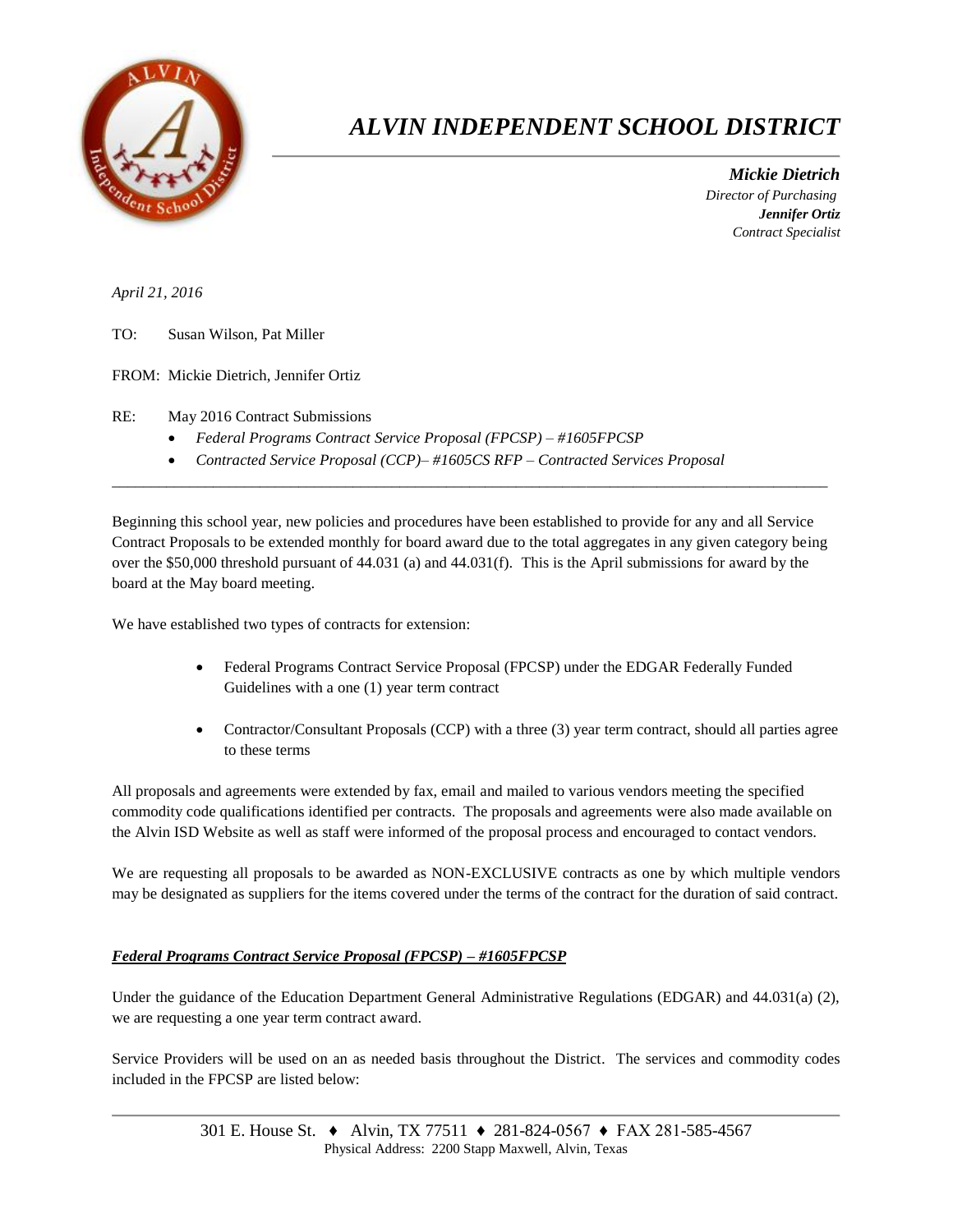# *ALVIN INDEPENDENT SCHOOL DISTRICT*

***Mickie Dietrich***
*Director of Purchasing*
***Jennifer Ortiz***
*Contract Specialist*

*April 21, 2016*

TO: Susan Wilson, Pat Miller

FROM: Mickie Dietrich, Jennifer Ortiz

RE: May 2016 Contract Submissions

- *Federal Programs Contract Service Proposal (FPCSP) – #1605FPCSP*
- *Contracted Service Proposal (CCP)– #1605CS RFP – Contracted Services Proposal*

---

Beginning this school year, new policies and procedures have been established to provide for any and all Service Contract Proposals to be extended monthly for board award due to the total aggregates in any given category being over the $50,000 threshold pursuant of 44.031 (a) and 44.031(f). This is the April submissions for award by the board at the May board meeting.

We have established two types of contracts for extension:

- Federal Programs Contract Service Proposal (FPCSP) under the EDGAR Federally Funded Guidelines with a one (1) year term contract
- Contractor/Consultant Proposals (CCP) with a three (3) year term contract, should all parties agree to these terms

All proposals and agreements were extended by fax, email and mailed to various vendors meeting the specified commodity code qualifications identified per contracts. The proposals and agreements were also made available on the Alvin ISD Website as well as staff were informed of the proposal process and encouraged to contact vendors.

We are requesting all proposals to be awarded as NON-EXCLUSIVE contracts as one by which multiple vendors may be designated as suppliers for the items covered under the terms of the contract for the duration of said contract.

***Federal Programs Contract Service Proposal (FPCSP) – #1605FPCSP***

Under the guidance of the Education Department General Administrative Regulations (EDGAR) and 44.031(a) (2), we are requesting a one year term contract award.

Service Providers will be used on an as needed basis throughout the District. The services and commodity codes included in the FPCSP are listed below:

301 E. House St. ♦ Alvin, TX 77511 ♦ 281-824-0567 ♦ FAX 281-585-4567
Physical Address: 2200 Stapp Maxwell, Alvin, Texas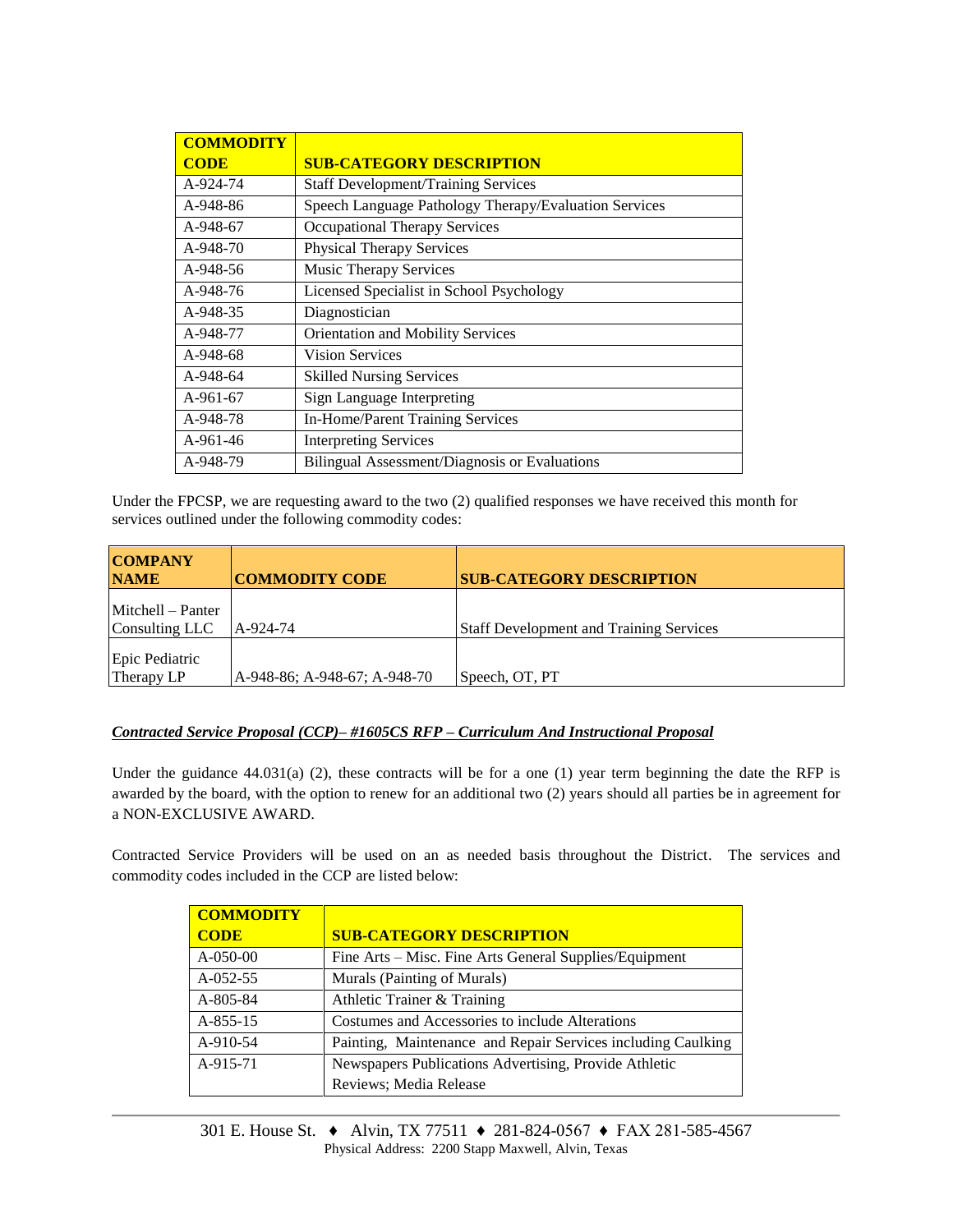| COMMODITY CODE | SUB-CATEGORY DESCRIPTION |
| --- | --- |
| A-924-74 | Staff Development/Training Services |
| A-948-86 | Speech Language Pathology Therapy/Evaluation Services |
| A-948-67 | Occupational Therapy Services |
| A-948-70 | Physical Therapy Services |
| A-948-56 | Music Therapy Services |
| A-948-76 | Licensed Specialist in School Psychology |
| A-948-35 | Diagnostician |
| A-948-77 | Orientation and Mobility Services |
| A-948-68 | Vision Services |
| A-948-64 | Skilled Nursing Services |
| A-961-67 | Sign Language Interpreting |
| A-948-78 | In-Home/Parent Training Services |
| A-961-46 | Interpreting Services |
| A-948-79 | Bilingual Assessment/Diagnosis or Evaluations |

Under the FPCSP, we are requesting award to the two (2) qualified responses we have received this month for services outlined under the following commodity codes:

| COMPANY NAME | COMMODITY CODE | SUB-CATEGORY DESCRIPTION |
| --- | --- | --- |
| Mitchell – Panter Consulting LLC | A-924-74 | Staff Development and Training Services |
| Epic Pediatric Therapy LP | A-948-86; A-948-67; A-948-70 | Speech, OT, PT |

***Contracted Service Proposal (CCP)– #1605CS RFP – Curriculum And Instructional Proposal***

Under the guidance 44.031(a) (2), these contracts will be for a one (1) year term beginning the date the RFP is awarded by the board, with the option to renew for an additional two (2) years should all parties be in agreement for a NON-EXCLUSIVE AWARD.

Contracted Service Providers will be used on an as needed basis throughout the District. The services and commodity codes included in the CCP are listed below:

| COMMODITY CODE | SUB-CATEGORY DESCRIPTION |
| --- | --- |
| A-050-00 | Fine Arts – Misc. Fine Arts General Supplies/Equipment |
| A-052-55 | Murals (Painting of Murals) |
| A-805-84 | Athletic Trainer & Training |
| A-855-15 | Costumes and Accessories to include Alterations |
| A-910-54 | Painting, Maintenance and Repair Services including Caulking |
| A-915-71 | Newspapers Publications Advertising, Provide Athletic Reviews; Media Release |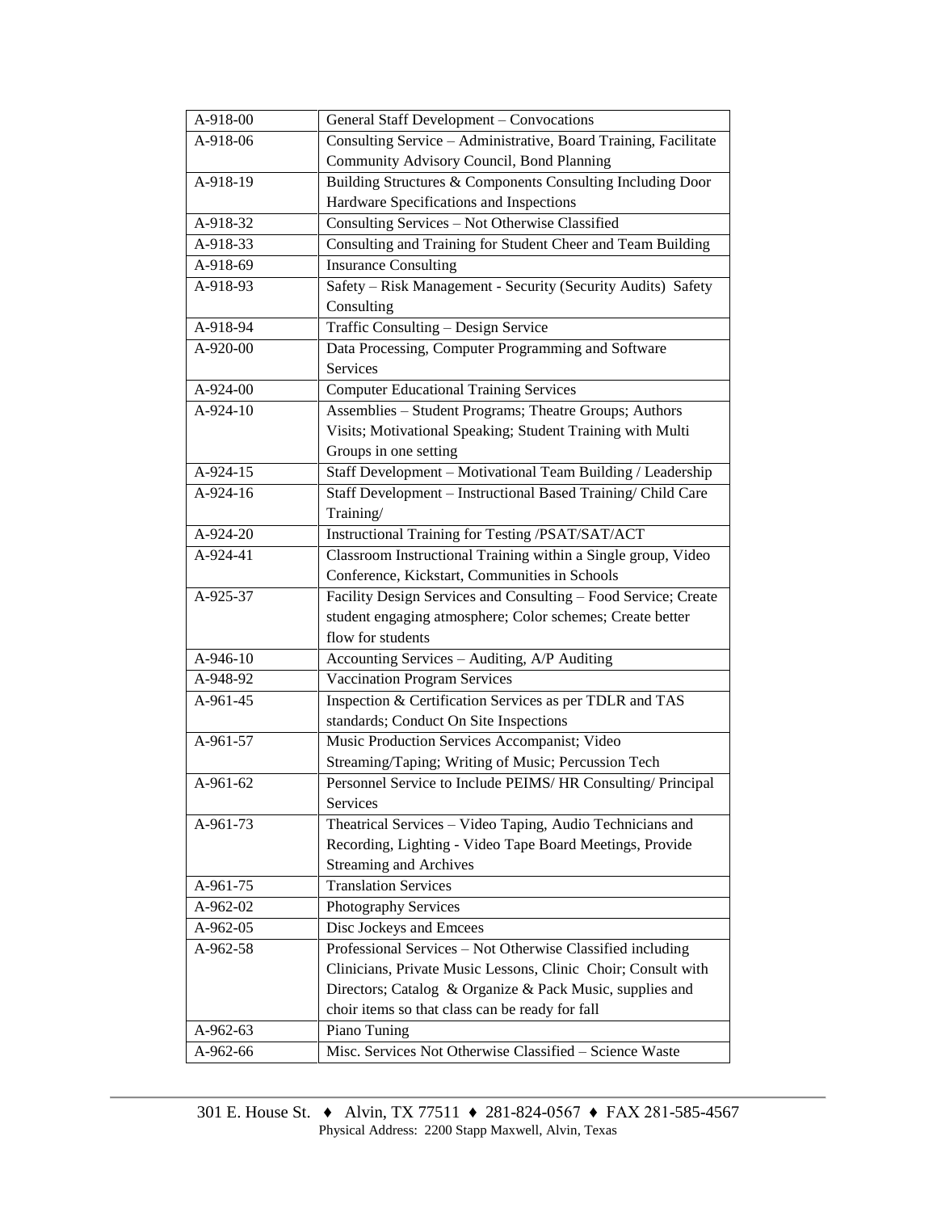| | |
|---|---|
| A-918-00 | General Staff Development – Convocations |
| A-918-06 | Consulting Service – Administrative, Board Training, Facilitate Community Advisory Council, Bond Planning |
| A-918-19 | Building Structures & Components Consulting Including Door Hardware Specifications and Inspections |
| A-918-32 | Consulting Services – Not Otherwise Classified |
| A-918-33 | Consulting and Training for Student Cheer and Team Building |
| A-918-69 | Insurance Consulting |
| A-918-93 | Safety – Risk Management - Security (Security Audits) Safety Consulting |
| A-918-94 | Traffic Consulting – Design Service |
| A-920-00 | Data Processing, Computer Programming and Software Services |
| A-924-00 | Computer Educational Training Services |
| A-924-10 | Assemblies – Student Programs; Theatre Groups; Authors Visits; Motivational Speaking; Student Training with Multi Groups in one setting |
| A-924-15 | Staff Development – Motivational Team Building / Leadership |
| A-924-16 | Staff Development – Instructional Based Training/ Child Care Training/ |
| A-924-20 | Instructional Training for Testing /PSAT/SAT/ACT |
| A-924-41 | Classroom Instructional Training within a Single group, Video Conference, Kickstart, Communities in Schools |
| A-925-37 | Facility Design Services and Consulting – Food Service; Create student engaging atmosphere; Color schemes; Create better flow for students |
| A-946-10 | Accounting Services – Auditing, A/P Auditing |
| A-948-92 | Vaccination Program Services |
| A-961-45 | Inspection & Certification Services as per TDLR and TAS standards; Conduct On Site Inspections |
| A-961-57 | Music Production Services Accompanist; Video Streaming/Taping; Writing of Music; Percussion Tech |
| A-961-62 | Personnel Service to Include PEIMS/ HR Consulting/ Principal Services |
| A-961-73 | Theatrical Services – Video Taping, Audio Technicians and Recording, Lighting - Video Tape Board Meetings, Provide Streaming and Archives |
| A-961-75 | Translation Services |
| A-962-02 | Photography Services |
| A-962-05 | Disc Jockeys and Emcees |
| A-962-58 | Professional Services – Not Otherwise Classified including Clinicians, Private Music Lessons, Clinic Choir; Consult with Directors; Catalog & Organize & Pack Music, supplies and choir items so that class can be ready for fall |
| A-962-63 | Piano Tuning |
| A-962-66 | Misc. Services Not Otherwise Classified – Science Waste |

301 E. House St. ♦ Alvin, TX 77511 ♦ 281-824-0567 ♦ FAX 281-585-4567
Physical Address: 2200 Stapp Maxwell, Alvin, Texas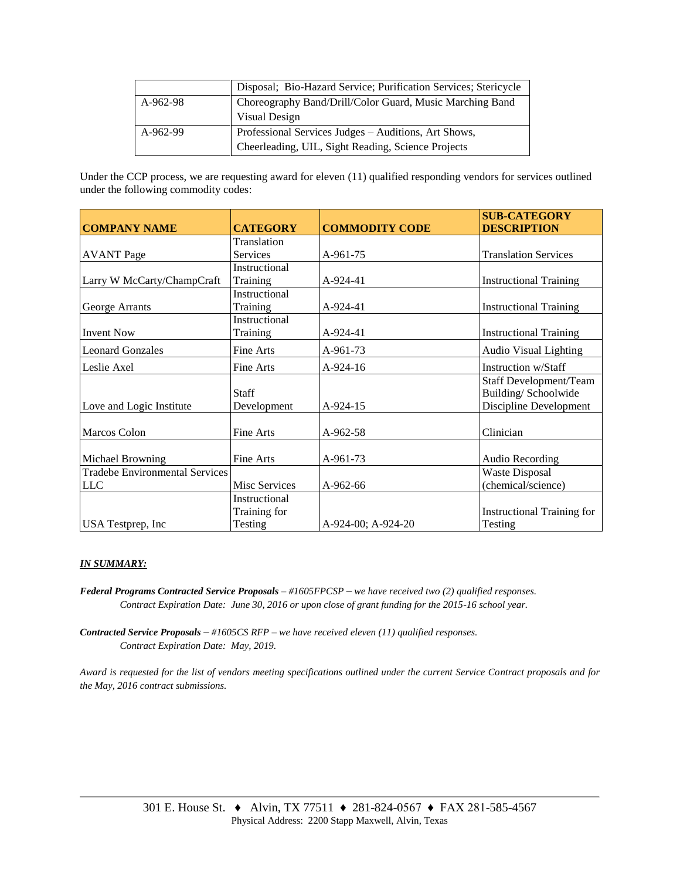| | |
|---|---|
| | Disposal; Bio-Hazard Service; Purification Services; Stericycle |
| A-962-98 | Choreography Band/Drill/Color Guard, Music Marching Band Visual Design |
| A-962-99 | Professional Services Judges – Auditions, Art Shows, Cheerleading, UIL, Sight Reading, Science Projects |

Under the CCP process, we are requesting award for eleven (11) qualified responding vendors for services outlined under the following commodity codes:

| COMPANY NAME | CATEGORY | COMMODITY CODE | SUB-CATEGORY DESCRIPTION |
|---|---|---|---|
| AVANT Page | Translation Services | A-961-75 | Translation Services |
| Larry W McCarty/ChampCraft | Instructional Training | A-924-41 | Instructional Training |
| George Arrants | Instructional Training | A-924-41 | Instructional Training |
| Invent Now | Instructional Training | A-924-41 | Instructional Training |
| Leonard Gonzales | Fine Arts | A-961-73 | Audio Visual Lighting |
| Leslie Axel | Fine Arts | A-924-16 | Instruction w/Staff |
| Love and Logic Institute | Staff Development | A-924-15 | Staff Development/Team Building/ Schoolwide Discipline Development |
| Marcos Colon | Fine Arts | A-962-58 | Clinician |
| Michael Browning | Fine Arts | A-961-73 | Audio Recording |
| Tradebe Environmental Services LLC | Misc Services | A-962-66 | Waste Disposal (chemical/science) |
| USA Testprep, Inc | Instructional Training for Testing | A-924-00; A-924-20 | Instructional Training for Testing |

***IN SUMMARY:***

***Federal Programs Contracted Service Proposals** – #1605FPCSP – we have received two (2) qualified responses.*
*Contract Expiration Date: June 30, 2016 or upon close of grant funding for the 2015-16 school year.*

***Contracted Service Proposals** – #1605CS RFP – we have received eleven (11) qualified responses.*
*Contract Expiration Date: May, 2019.*

*Award is requested for the list of vendors meeting specifications outlined under the current Service Contract proposals and for the May, 2016 contract submissions.*

301 E. House St. ♦ Alvin, TX 77511 ♦ 281-824-0567 ♦ FAX 281-585-4567
Physical Address: 2200 Stapp Maxwell, Alvin, Texas